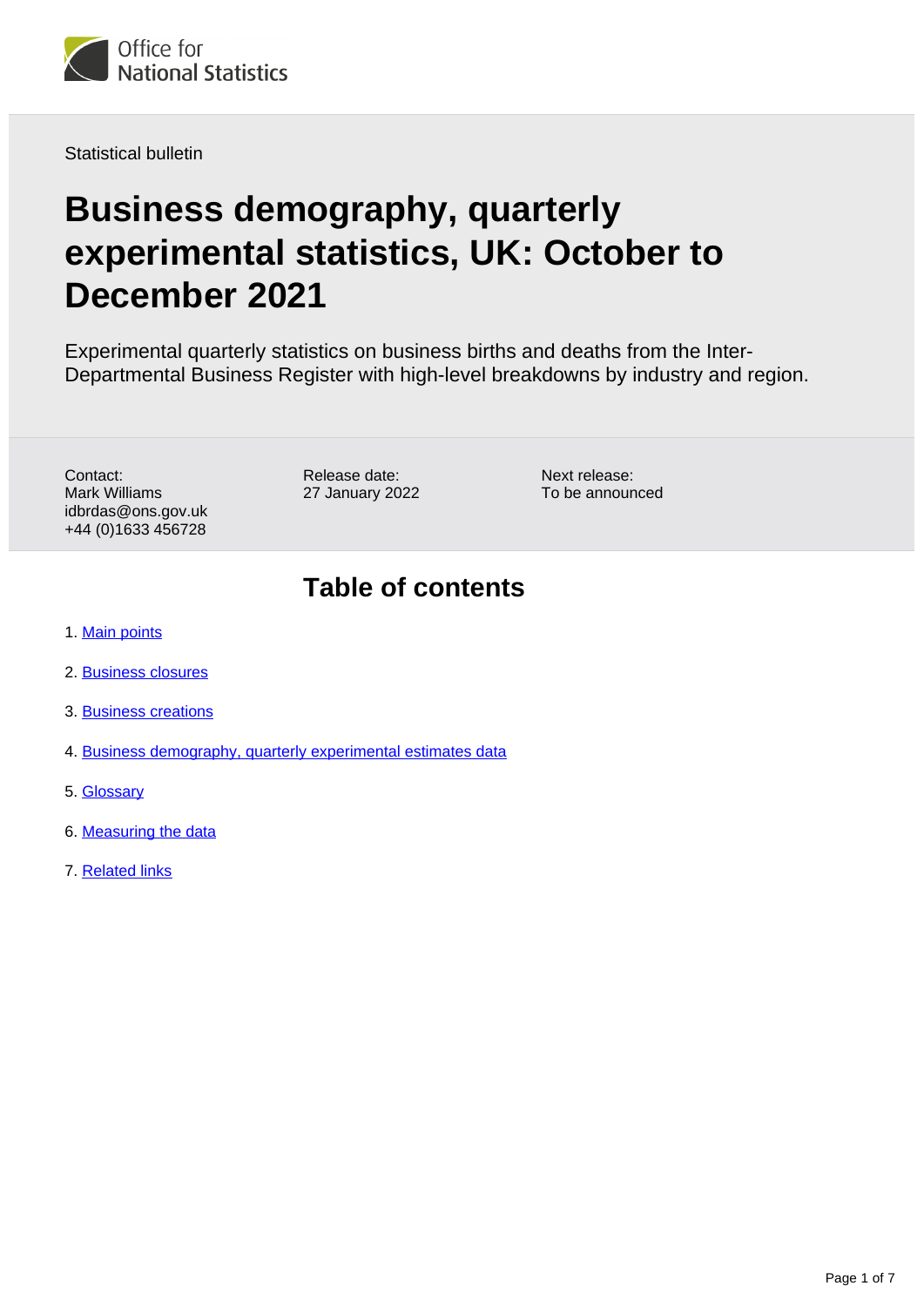Office for National Statistics

Statistical bulletin

# Business demography, quarterly experimental statistics, UK: October to December 2021

Experimental quarterly statistics on business births and deaths from the Inter-Departmental Business Register with high-level breakdowns by industry and region.

Contact:
Mark Williams
idbrdas@ons.gov.uk
+44 (0)1633 456728

Release date:
27 January 2022

Next release:
To be announced

## Table of contents

1. Main points
2. Business closures
3. Business creations
4. Business demography, quarterly experimental estimates data
5. Glossary
6. Measuring the data
7. Related links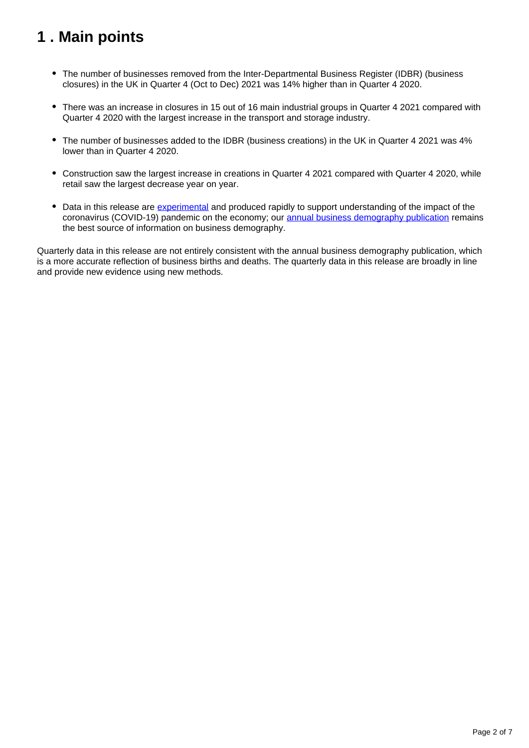## 1 . Main points

- The number of businesses removed from the Inter-Departmental Business Register (IDBR) (business closures) in the UK in Quarter 4 (Oct to Dec) 2021 was 14% higher than in Quarter 4 2020.
- There was an increase in closures in 15 out of 16 main industrial groups in Quarter 4 2021 compared with Quarter 4 2020 with the largest increase in the transport and storage industry.
- The number of businesses added to the IDBR (business creations) in the UK in Quarter 4 2021 was 4% lower than in Quarter 4 2020.
- Construction saw the largest increase in creations in Quarter 4 2021 compared with Quarter 4 2020, while retail saw the largest decrease year on year.
- Data in this release are [experimental](#) and produced rapidly to support understanding of the impact of the coronavirus (COVID-19) pandemic on the economy; our [annual business demography publication](#) remains the best source of information on business demography.

Quarterly data in this release are not entirely consistent with the annual business demography publication, which is a more accurate reflection of business births and deaths. The quarterly data in this release are broadly in line and provide new evidence using new methods.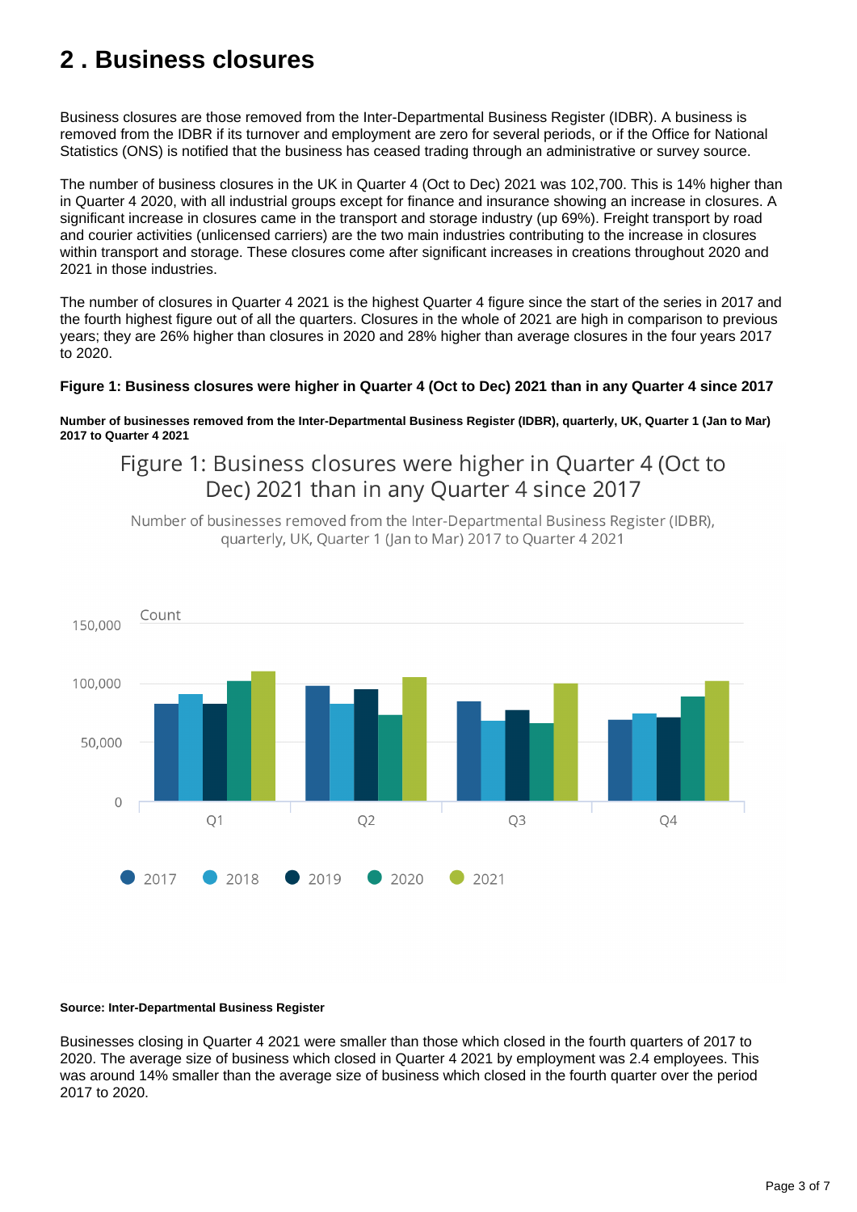## 2 . Business closures

Business closures are those removed from the Inter-Departmental Business Register (IDBR). A business is removed from the IDBR if its turnover and employment are zero for several periods, or if the Office for National Statistics (ONS) is notified that the business has ceased trading through an administrative or survey source.

The number of business closures in the UK in Quarter 4 (Oct to Dec) 2021 was 102,700. This is 14% higher than in Quarter 4 2020, with all industrial groups except for finance and insurance showing an increase in closures. A significant increase in closures came in the transport and storage industry (up 69%). Freight transport by road and courier activities (unlicensed carriers) are the two main industries contributing to the increase in closures within transport and storage. These closures come after significant increases in creations throughout 2020 and 2021 in those industries.

The number of closures in Quarter 4 2021 is the highest Quarter 4 figure since the start of the series in 2017 and the fourth highest figure out of all the quarters. Closures in the whole of 2021 are high in comparison to previous years; they are 26% higher than closures in 2020 and 28% higher than average closures in the four years 2017 to 2020.

**Figure 1: Business closures were higher in Quarter 4 (Oct to Dec) 2021 than in any Quarter 4 since 2017**

**Number of businesses removed from the Inter-Departmental Business Register (IDBR), quarterly, UK, Quarter 1 (Jan to Mar) 2017 to Quarter 4 2021**

Figure 1: Business closures were higher in Quarter 4 (Oct to Dec) 2021 than in any Quarter 4 since 2017

Number of businesses removed from the Inter-Departmental Business Register (IDBR), quarterly, UK, Quarter 1 (Jan to Mar) 2017 to Quarter 4 2021

**Source: Inter-Departmental Business Register**

Businesses closing in Quarter 4 2021 were smaller than those which closed in the fourth quarters of 2017 to 2020. The average size of business which closed in Quarter 4 2021 by employment was 2.4 employees. This was around 14% smaller than the average size of business which closed in the fourth quarter over the period 2017 to 2020.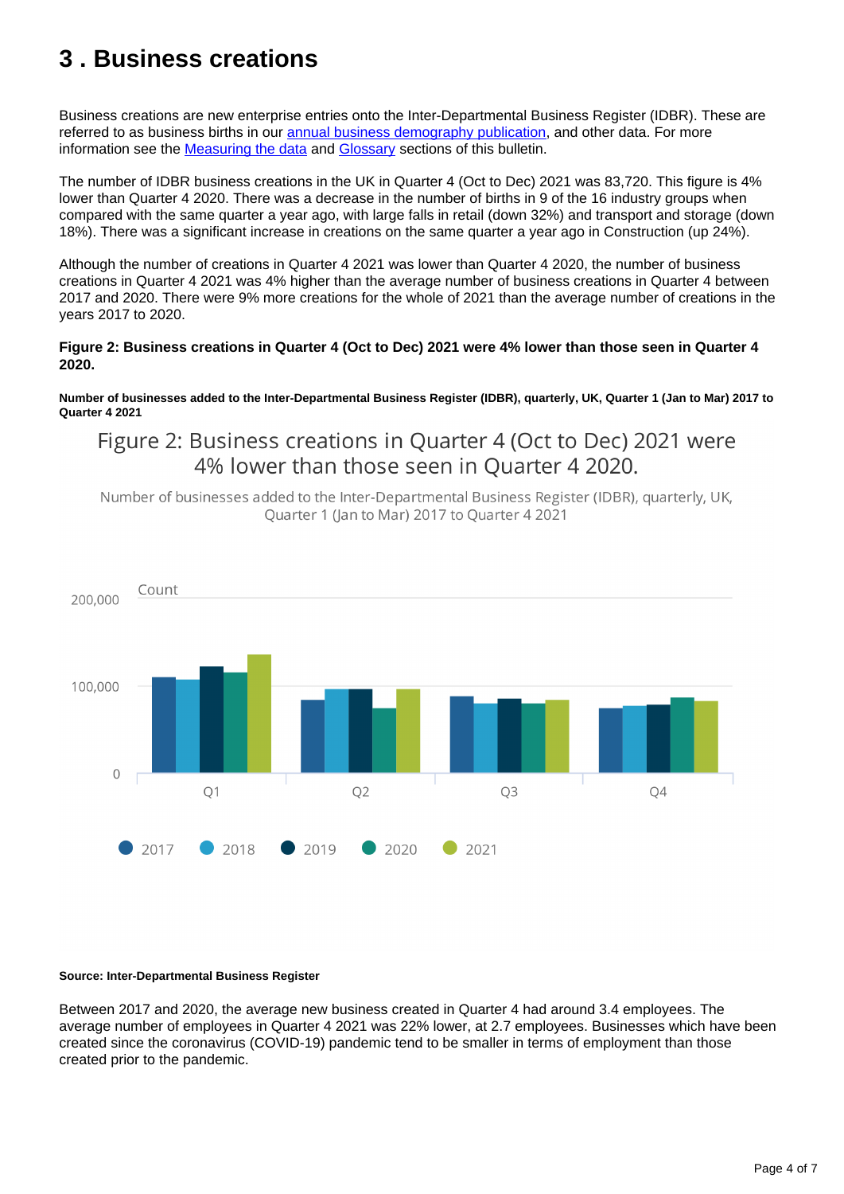# 3 . Business creations

Business creations are new enterprise entries onto the Inter-Departmental Business Register (IDBR). These are referred to as business births in our annual business demography publication, and other data. For more information see the Measuring the data and Glossary sections of this bulletin.

The number of IDBR business creations in the UK in Quarter 4 (Oct to Dec) 2021 was 83,720. This figure is 4% lower than Quarter 4 2020. There was a decrease in the number of births in 9 of the 16 industry groups when compared with the same quarter a year ago, with large falls in retail (down 32%) and transport and storage (down 18%). There was a significant increase in creations on the same quarter a year ago in Construction (up 24%).

Although the number of creations in Quarter 4 2021 was lower than Quarter 4 2020, the number of business creations in Quarter 4 2021 was 4% higher than the average number of business creations in Quarter 4 between 2017 and 2020. There were 9% more creations for the whole of 2021 than the average number of creations in the years 2017 to 2020.

**Figure 2: Business creations in Quarter 4 (Oct to Dec) 2021 were 4% lower than those seen in Quarter 4 2020.**

**Number of businesses added to the Inter-Departmental Business Register (IDBR), quarterly, UK, Quarter 1 (Jan to Mar) 2017 to Quarter 4 2021**

**Source: Inter-Departmental Business Register**

Between 2017 and 2020, the average new business created in Quarter 4 had around 3.4 employees. The average number of employees in Quarter 4 2021 was 22% lower, at 2.7 employees. Businesses which have been created since the coronavirus (COVID-19) pandemic tend to be smaller in terms of employment than those created prior to the pandemic.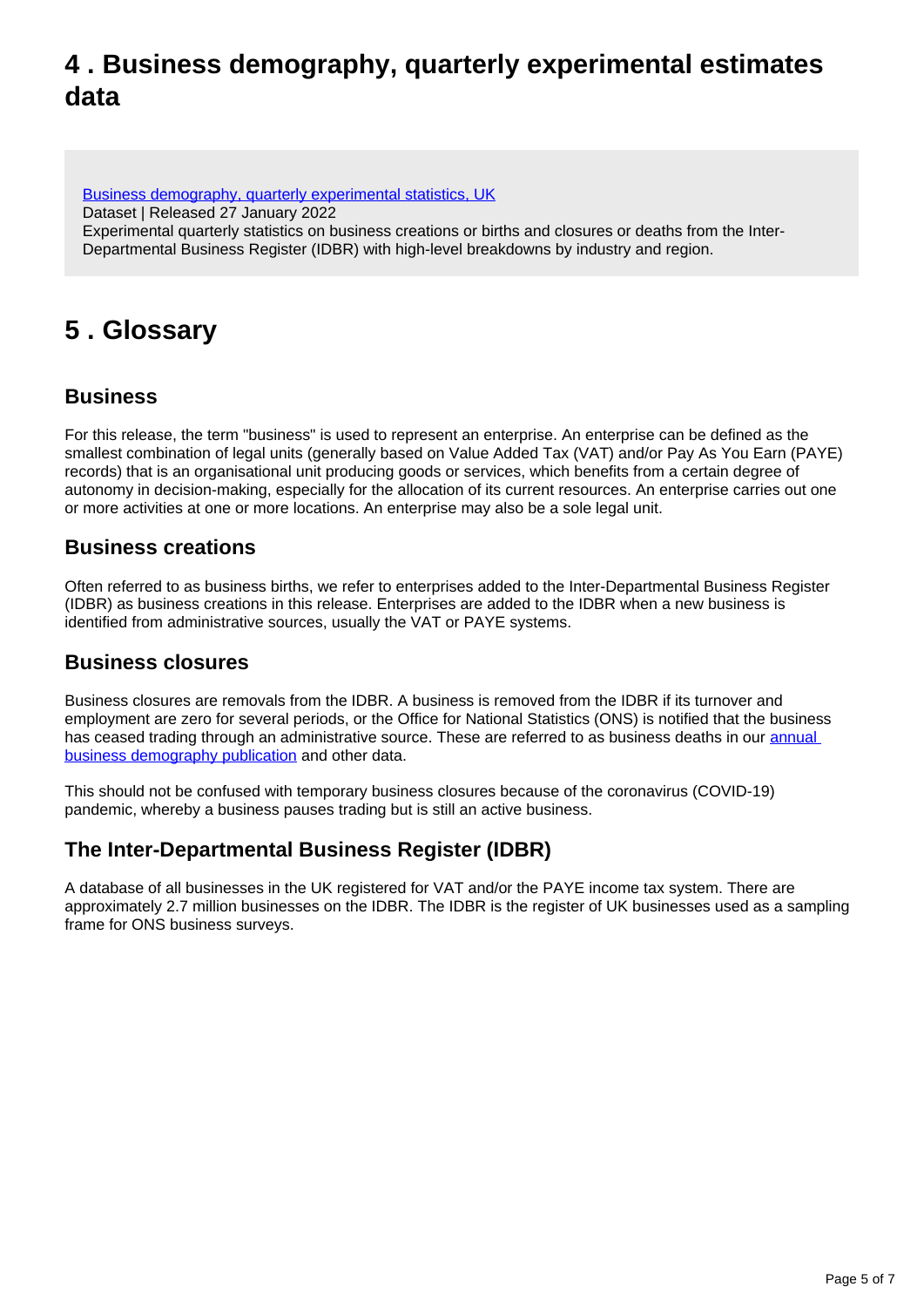## 4 . Business demography, quarterly experimental estimates data

[Business demography, quarterly experimental statistics, UK](#)
Dataset | Released 27 January 2022
Experimental quarterly statistics on business creations or births and closures or deaths from the Inter-Departmental Business Register (IDBR) with high-level breakdowns by industry and region.

## 5 . Glossary

### Business

For this release, the term "business" is used to represent an enterprise. An enterprise can be defined as the smallest combination of legal units (generally based on Value Added Tax (VAT) and/or Pay As You Earn (PAYE) records) that is an organisational unit producing goods or services, which benefits from a certain degree of autonomy in decision-making, especially for the allocation of its current resources. An enterprise carries out one or more activities at one or more locations. An enterprise may also be a sole legal unit.

### Business creations

Often referred to as business births, we refer to enterprises added to the Inter-Departmental Business Register (IDBR) as business creations in this release. Enterprises are added to the IDBR when a new business is identified from administrative sources, usually the VAT or PAYE systems.

### Business closures

Business closures are removals from the IDBR. A business is removed from the IDBR if its turnover and employment are zero for several periods, or the Office for National Statistics (ONS) is notified that the business has ceased trading through an administrative source. These are referred to as business deaths in our [annual business demography publication](#) and other data.

This should not be confused with temporary business closures because of the coronavirus (COVID-19) pandemic, whereby a business pauses trading but is still an active business.

### The Inter-Departmental Business Register (IDBR)

A database of all businesses in the UK registered for VAT and/or the PAYE income tax system. There are approximately 2.7 million businesses on the IDBR. The IDBR is the register of UK businesses used as a sampling frame for ONS business surveys.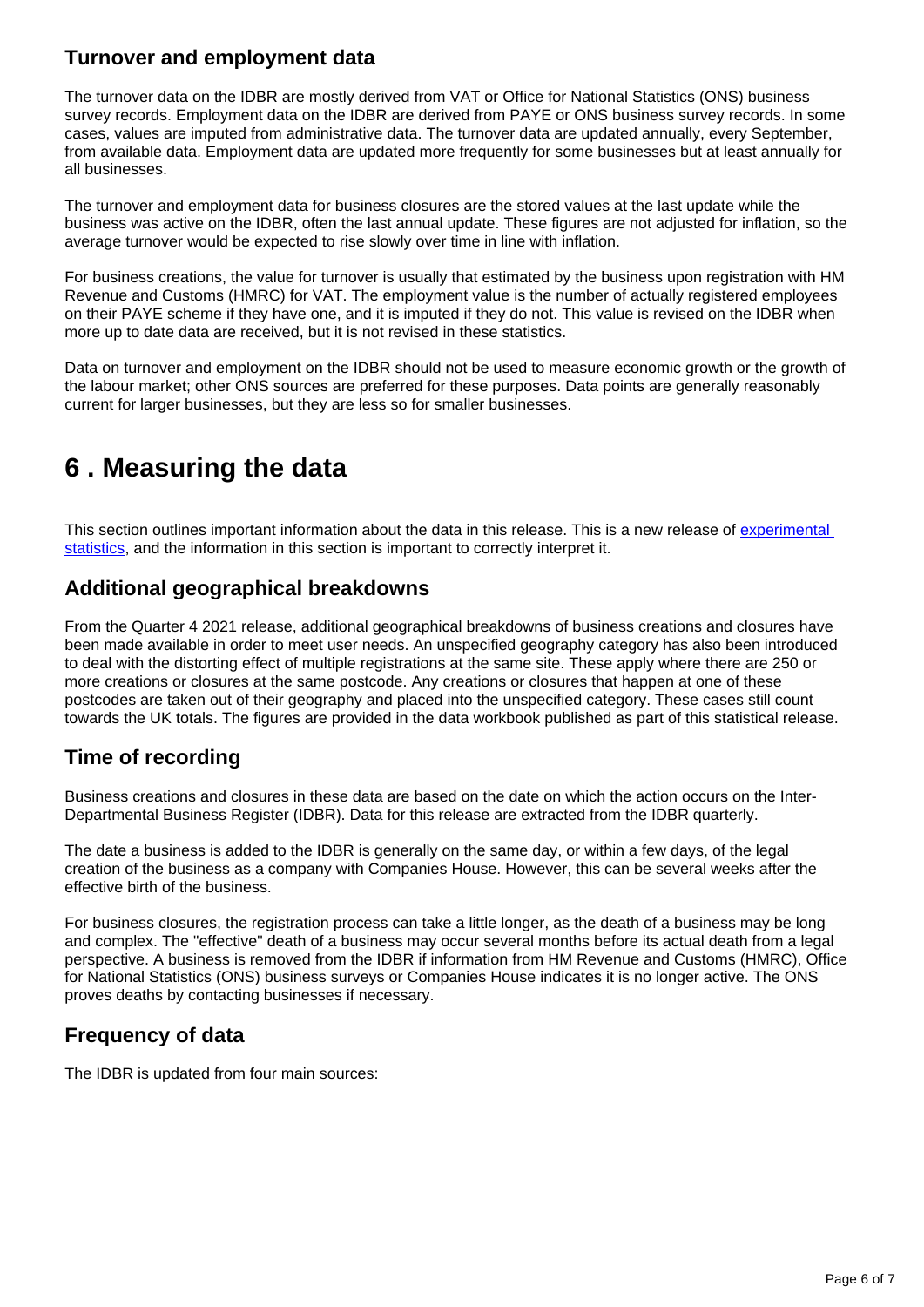### Turnover and employment data

The turnover data on the IDBR are mostly derived from VAT or Office for National Statistics (ONS) business survey records. Employment data on the IDBR are derived from PAYE or ONS business survey records. In some cases, values are imputed from administrative data. The turnover data are updated annually, every September, from available data. Employment data are updated more frequently for some businesses but at least annually for all businesses.

The turnover and employment data for business closures are the stored values at the last update while the business was active on the IDBR, often the last annual update. These figures are not adjusted for inflation, so the average turnover would be expected to rise slowly over time in line with inflation.

For business creations, the value for turnover is usually that estimated by the business upon registration with HM Revenue and Customs (HMRC) for VAT. The employment value is the number of actually registered employees on their PAYE scheme if they have one, and it is imputed if they do not. This value is revised on the IDBR when more up to date data are received, but it is not revised in these statistics.

Data on turnover and employment on the IDBR should not be used to measure economic growth or the growth of the labour market; other ONS sources are preferred for these purposes. Data points are generally reasonably current for larger businesses, but they are less so for smaller businesses.

## 6 . Measuring the data

This section outlines important information about the data in this release. This is a new release of experimental statistics, and the information in this section is important to correctly interpret it.

### Additional geographical breakdowns

From the Quarter 4 2021 release, additional geographical breakdowns of business creations and closures have been made available in order to meet user needs. An unspecified geography category has also been introduced to deal with the distorting effect of multiple registrations at the same site. These apply where there are 250 or more creations or closures at the same postcode. Any creations or closures that happen at one of these postcodes are taken out of their geography and placed into the unspecified category. These cases still count towards the UK totals. The figures are provided in the data workbook published as part of this statistical release.

### Time of recording

Business creations and closures in these data are based on the date on which the action occurs on the Inter-Departmental Business Register (IDBR). Data for this release are extracted from the IDBR quarterly.

The date a business is added to the IDBR is generally on the same day, or within a few days, of the legal creation of the business as a company with Companies House. However, this can be several weeks after the effective birth of the business.

For business closures, the registration process can take a little longer, as the death of a business may be long and complex. The "effective" death of a business may occur several months before its actual death from a legal perspective. A business is removed from the IDBR if information from HM Revenue and Customs (HMRC), Office for National Statistics (ONS) business surveys or Companies House indicates it is no longer active. The ONS proves deaths by contacting businesses if necessary.

### Frequency of data

The IDBR is updated from four main sources: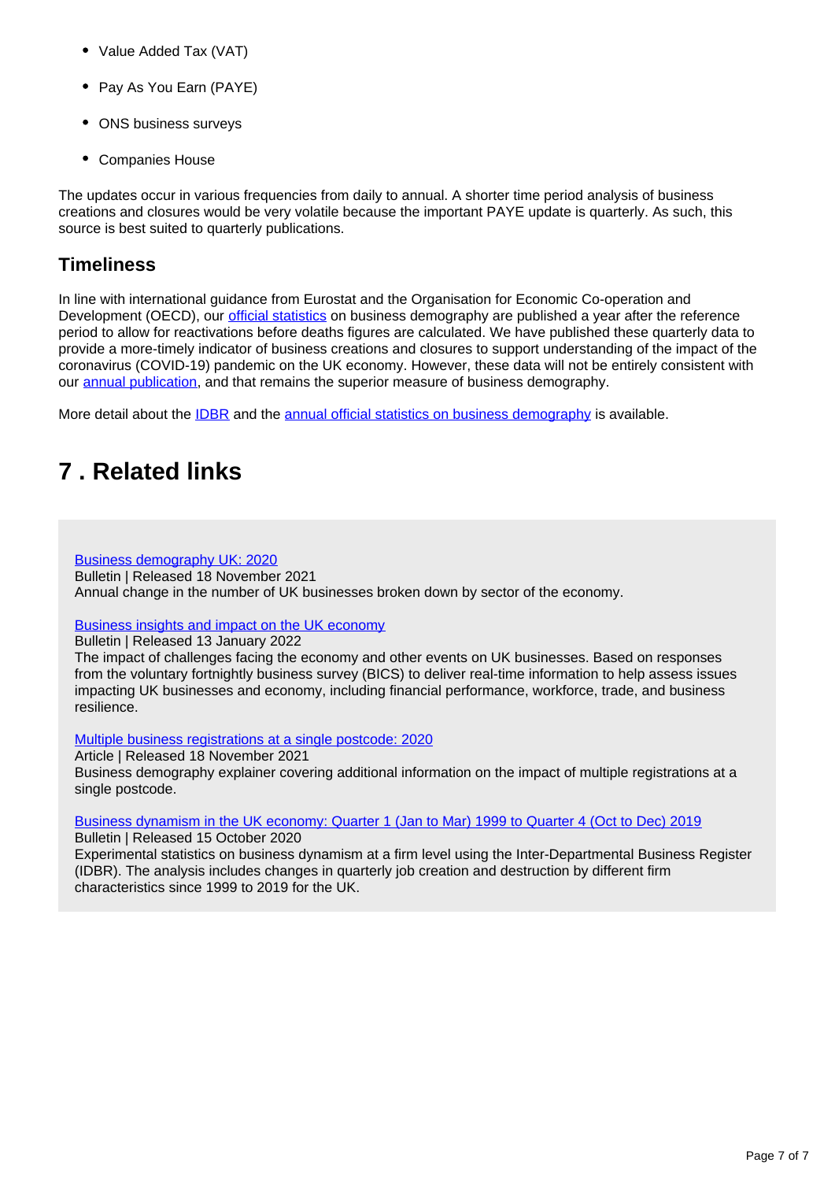- Value Added Tax (VAT)
- Pay As You Earn (PAYE)
- ONS business surveys
- Companies House

The updates occur in various frequencies from daily to annual. A shorter time period analysis of business creations and closures would be very volatile because the important PAYE update is quarterly. As such, this source is best suited to quarterly publications.

### Timeliness

In line with international guidance from Eurostat and the Organisation for Economic Co-operation and Development (OECD), our official statistics on business demography are published a year after the reference period to allow for reactivations before deaths figures are calculated. We have published these quarterly data to provide a more-timely indicator of business creations and closures to support understanding of the impact of the coronavirus (COVID-19) pandemic on the UK economy. However, these data will not be entirely consistent with our annual publication, and that remains the superior measure of business demography.

More detail about the IDBR and the annual official statistics on business demography is available.

## 7 . Related links

Business demography UK: 2020
Bulletin | Released 18 November 2021
Annual change in the number of UK businesses broken down by sector of the economy.

Business insights and impact on the UK economy
Bulletin | Released 13 January 2022
The impact of challenges facing the economy and other events on UK businesses. Based on responses from the voluntary fortnightly business survey (BICS) to deliver real-time information to help assess issues impacting UK businesses and economy, including financial performance, workforce, trade, and business resilience.

Multiple business registrations at a single postcode: 2020
Article | Released 18 November 2021
Business demography explainer covering additional information on the impact of multiple registrations at a single postcode.

Business dynamism in the UK economy: Quarter 1 (Jan to Mar) 1999 to Quarter 4 (Oct to Dec) 2019
Bulletin | Released 15 October 2020
Experimental statistics on business dynamism at a firm level using the Inter-Departmental Business Register (IDBR). The analysis includes changes in quarterly job creation and destruction by different firm characteristics since 1999 to 2019 for the UK.